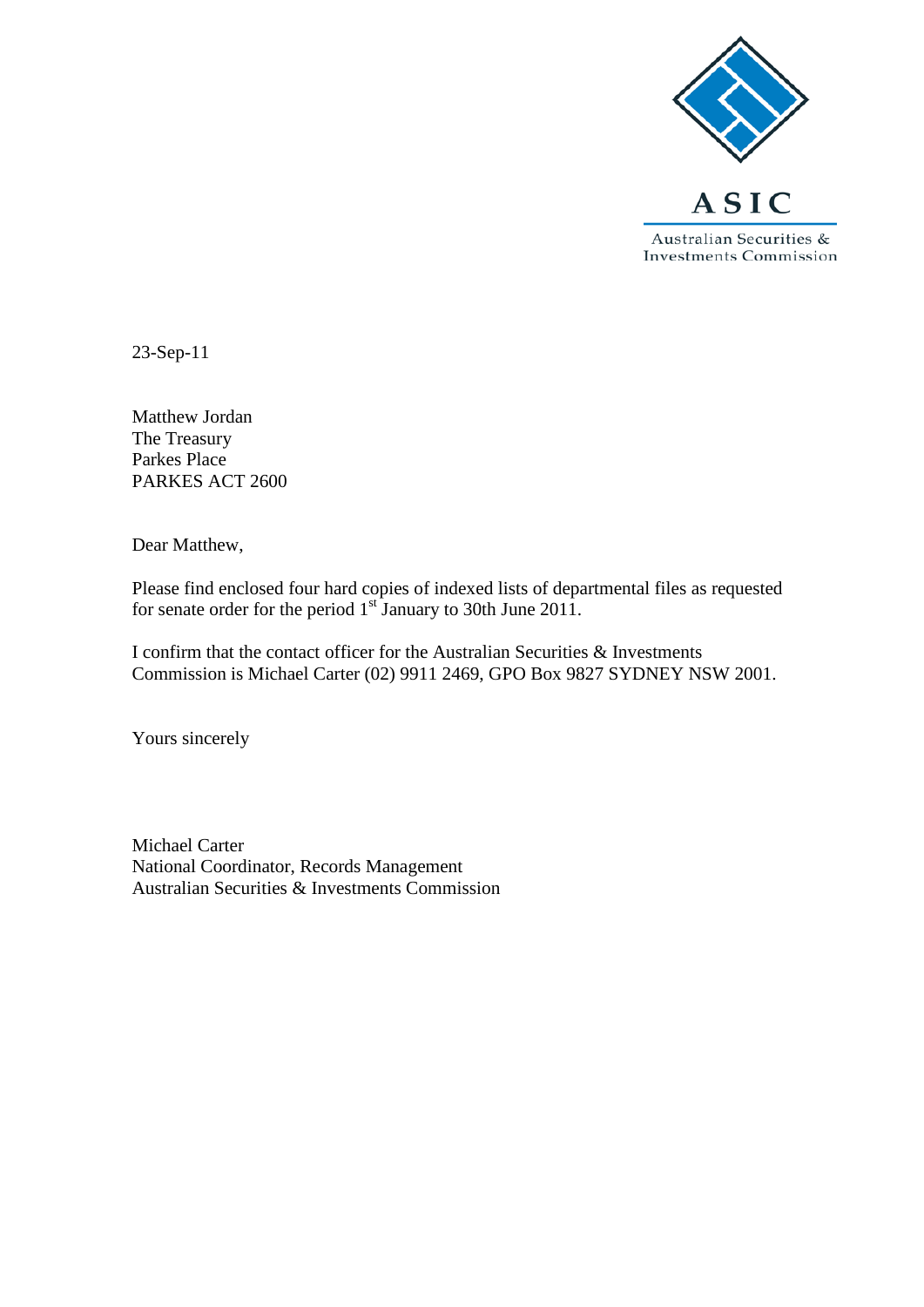ASIC

Australian Securities & Investments Commission

23-Sep-11

Matthew Jordan
The Treasury
Parkes Place
PARKES ACT 2600

Dear Matthew,

Please find enclosed four hard copies of indexed lists of departmental files as requested for senate order for the period 1st January to 30th June 2011.

I confirm that the contact officer for the Australian Securities & Investments Commission is Michael Carter (02) 9911 2469, GPO Box 9827 SYDNEY NSW 2001.

Yours sincerely

Michael Carter
National Coordinator, Records Management
Australian Securities & Investments Commission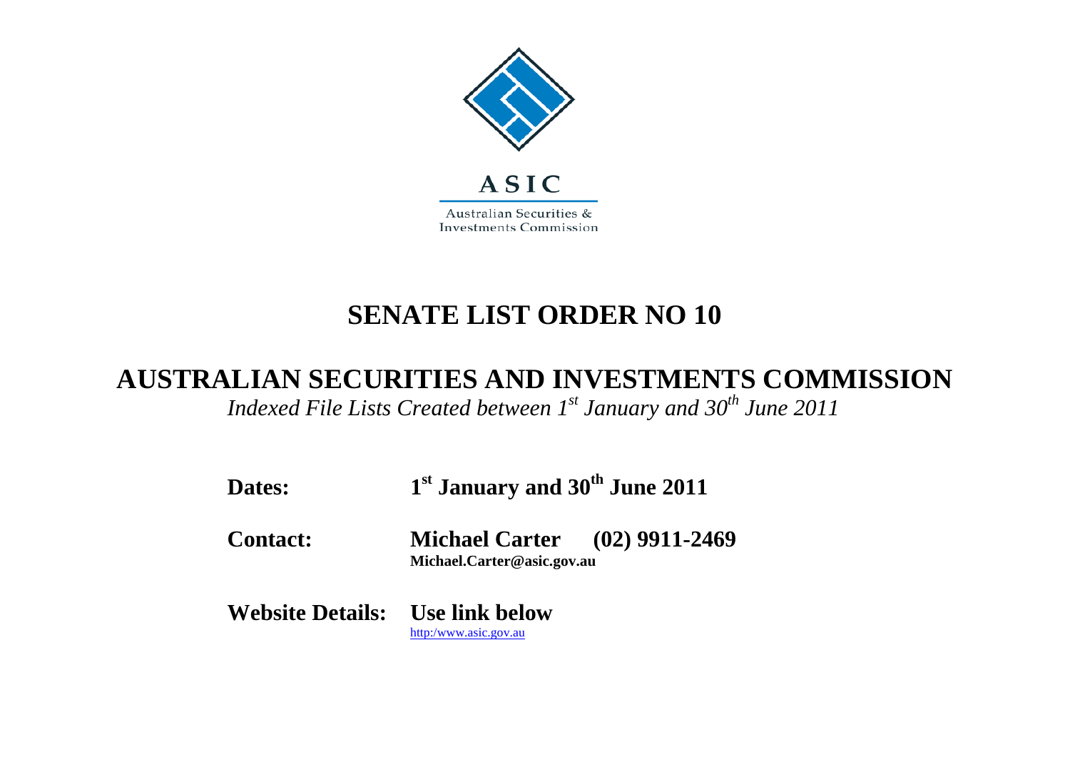ASIC

Australian Securities & Investments Commission

# SENATE LIST ORDER NO 10

## AUSTRALIAN SECURITIES AND INVESTMENTS COMMISSION

*Indexed File Lists Created between 1st January and 30th June 2011*

**Dates:** **1st January and 30th June 2011**

**Contact:** **Michael Carter (02) 9911-2469**
**Michael.Carter@asic.gov.au**

**Website Details:** **Use link below**
http:/www.asic.gov.au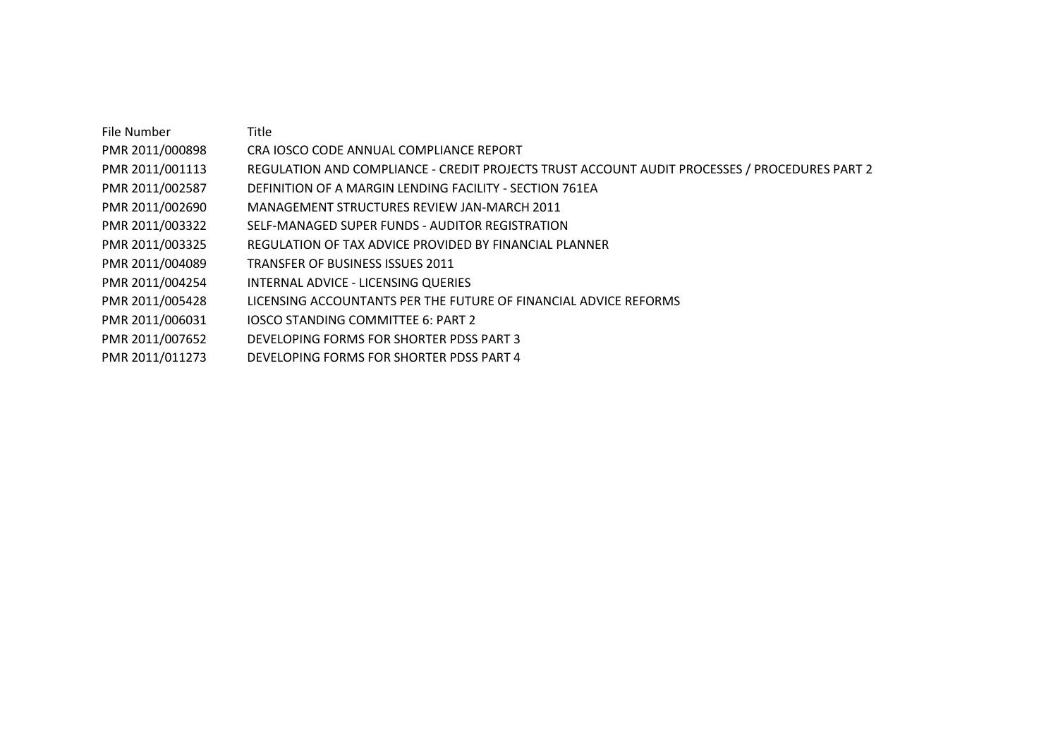| File Number | Title |
| --- | --- |
| PMR 2011/000898 | CRA IOSCO CODE ANNUAL COMPLIANCE REPORT |
| PMR 2011/001113 | REGULATION AND COMPLIANCE - CREDIT PROJECTS TRUST ACCOUNT AUDIT PROCESSES / PROCEDURES PART 2 |
| PMR 2011/002587 | DEFINITION OF A MARGIN LENDING FACILITY - SECTION 761EA |
| PMR 2011/002690 | MANAGEMENT STRUCTURES REVIEW JAN-MARCH 2011 |
| PMR 2011/003322 | SELF-MANAGED SUPER FUNDS - AUDITOR REGISTRATION |
| PMR 2011/003325 | REGULATION OF TAX ADVICE PROVIDED BY FINANCIAL PLANNER |
| PMR 2011/004089 | TRANSFER OF BUSINESS ISSUES 2011 |
| PMR 2011/004254 | INTERNAL ADVICE - LICENSING QUERIES |
| PMR 2011/005428 | LICENSING ACCOUNTANTS PER THE FUTURE OF FINANCIAL ADVICE REFORMS |
| PMR 2011/006031 | IOSCO STANDING COMMITTEE 6: PART 2 |
| PMR 2011/007652 | DEVELOPING FORMS FOR SHORTER PDSS PART 3 |
| PMR 2011/011273 | DEVELOPING FORMS FOR SHORTER PDSS PART 4 |